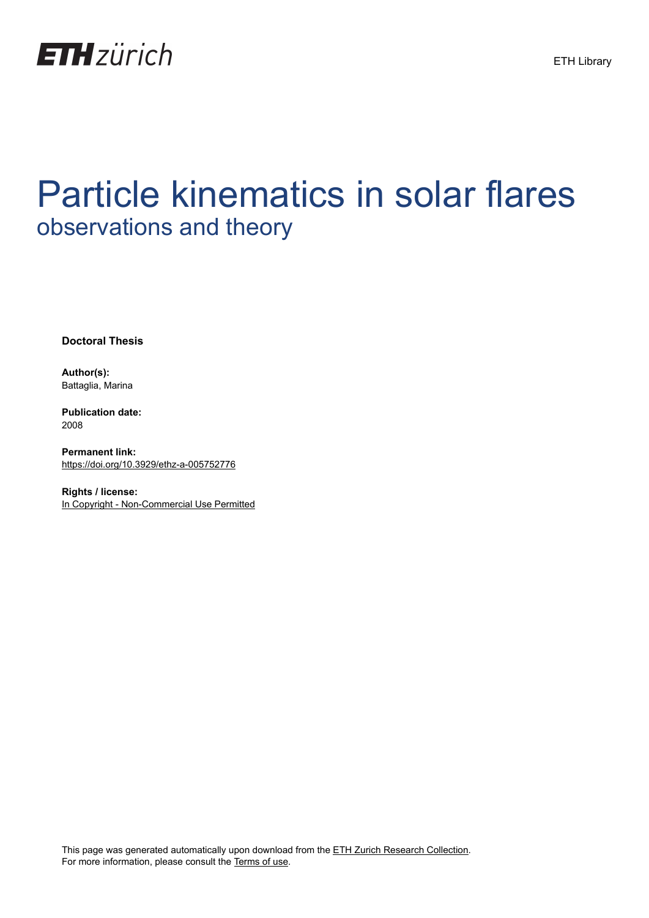ETH zürich

ETH Library

# Particle kinematics in solar flares

## observations and theory

**Doctoral Thesis**

**Author(s):**
Battaglia, Marina

**Publication date:**
2008

**Permanent link:**
https://doi.org/10.3929/ethz-a-005752776

**Rights / license:**
In Copyright - Non-Commercial Use Permitted

This page was generated automatically upon download from the ETH Zurich Research Collection.
For more information, please consult the Terms of use.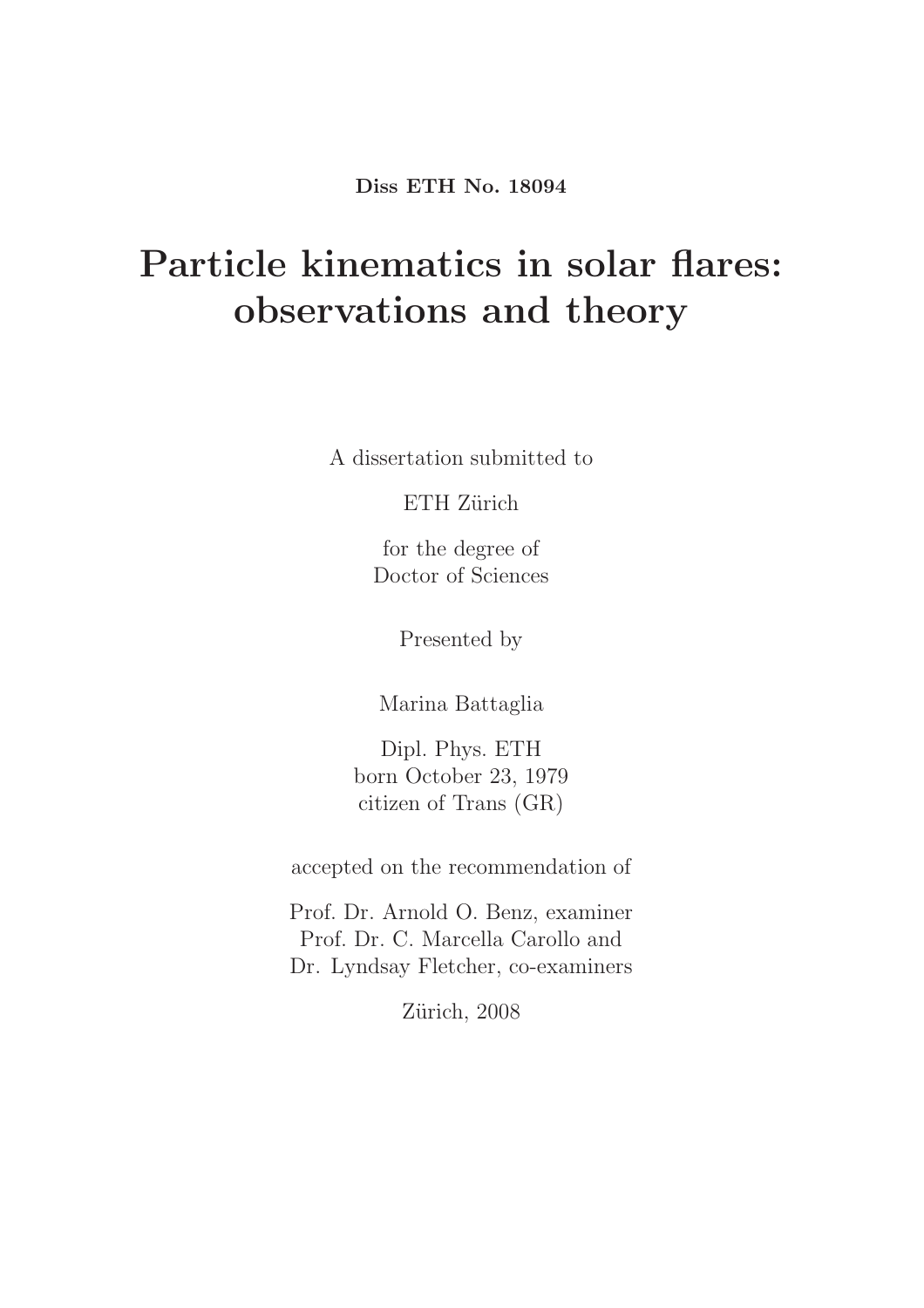**Diss ETH No. 18094**

# Particle kinematics in solar flares: observations and theory

A dissertation submitted to

ETH Zürich

for the degree of
Doctor of Sciences

Presented by

Marina Battaglia

Dipl. Phys. ETH
born October 23, 1979
citizen of Trans (GR)

accepted on the recommendation of

Prof. Dr. Arnold O. Benz, examiner
Prof. Dr. C. Marcella Carollo and
Dr. Lyndsay Fletcher, co-examiners

Zürich, 2008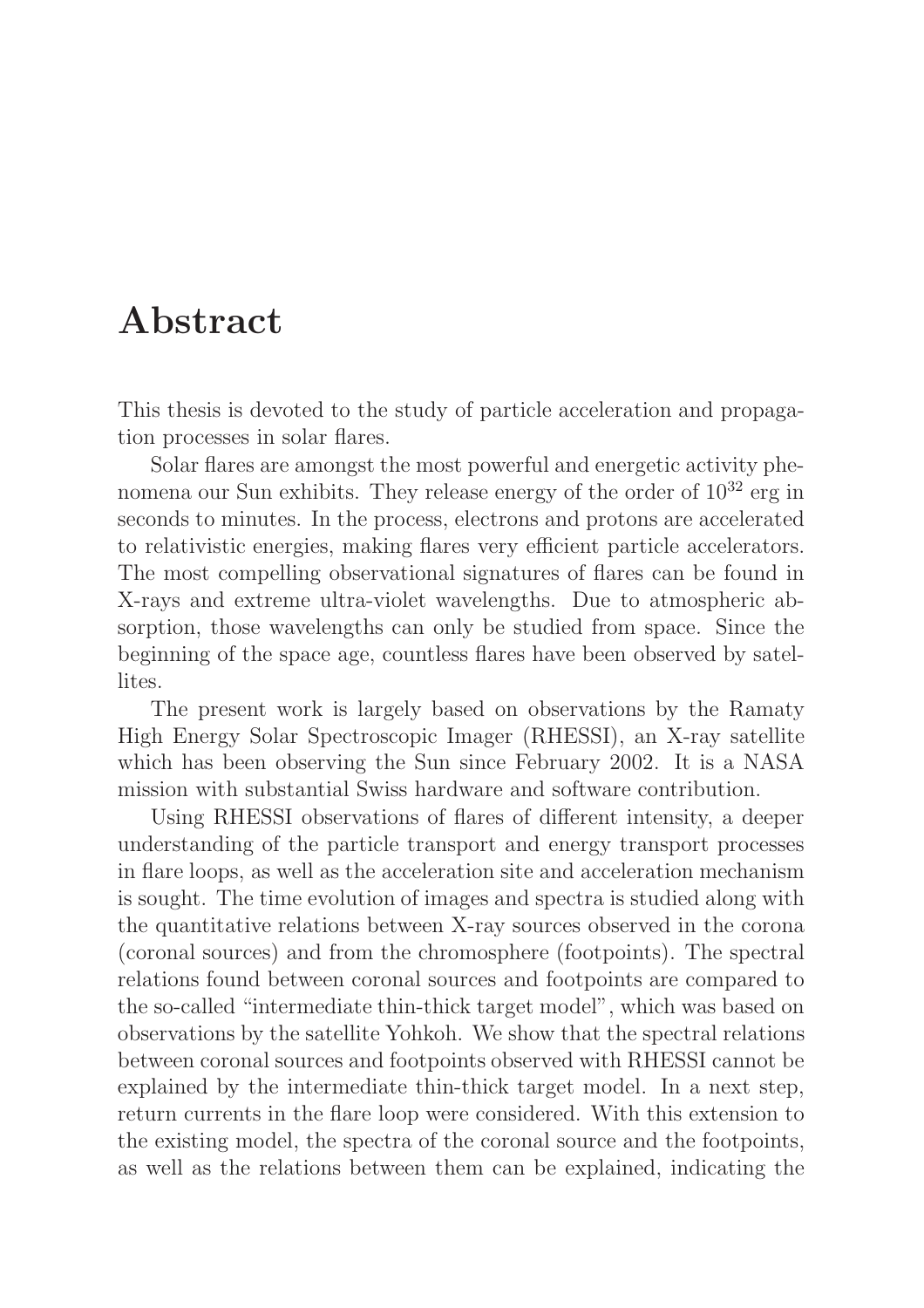# Abstract

This thesis is devoted to the study of particle acceleration and propagation processes in solar flares.

Solar flares are amongst the most powerful and energetic activity phenomena our Sun exhibits. They release energy of the order of $10^{32}$ erg in seconds to minutes. In the process, electrons and protons are accelerated to relativistic energies, making flares very efficient particle accelerators. The most compelling observational signatures of flares can be found in X-rays and extreme ultra-violet wavelengths. Due to atmospheric absorption, those wavelengths can only be studied from space. Since the beginning of the space age, countless flares have been observed by satellites.

The present work is largely based on observations by the Ramaty High Energy Solar Spectroscopic Imager (RHESSI), an X-ray satellite which has been observing the Sun since February 2002. It is a NASA mission with substantial Swiss hardware and software contribution.

Using RHESSI observations of flares of different intensity, a deeper understanding of the particle transport and energy transport processes in flare loops, as well as the acceleration site and acceleration mechanism is sought. The time evolution of images and spectra is studied along with the quantitative relations between X-ray sources observed in the corona (coronal sources) and from the chromosphere (footpoints). The spectral relations found between coronal sources and footpoints are compared to the so-called "intermediate thin-thick target model", which was based on observations by the satellite Yohkoh. We show that the spectral relations between coronal sources and footpoints observed with RHESSI cannot be explained by the intermediate thin-thick target model. In a next step, return currents in the flare loop were considered. With this extension to the existing model, the spectra of the coronal source and the footpoints, as well as the relations between them can be explained, indicating the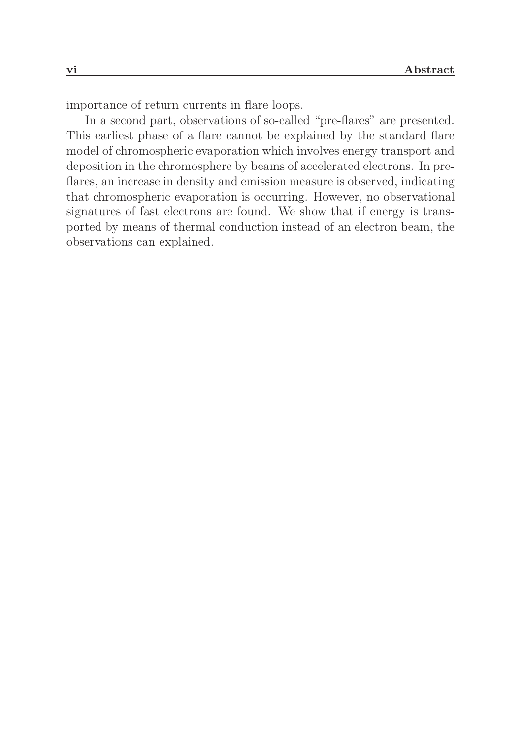importance of return currents in flare loops.

In a second part, observations of so-called "pre-flares" are presented. This earliest phase of a flare cannot be explained by the standard flare model of chromospheric evaporation which involves energy transport and deposition in the chromosphere by beams of accelerated electrons. In pre-flares, an increase in density and emission measure is observed, indicating that chromospheric evaporation is occurring. However, no observational signatures of fast electrons are found. We show that if energy is transported by means of thermal conduction instead of an electron beam, the observations can explained.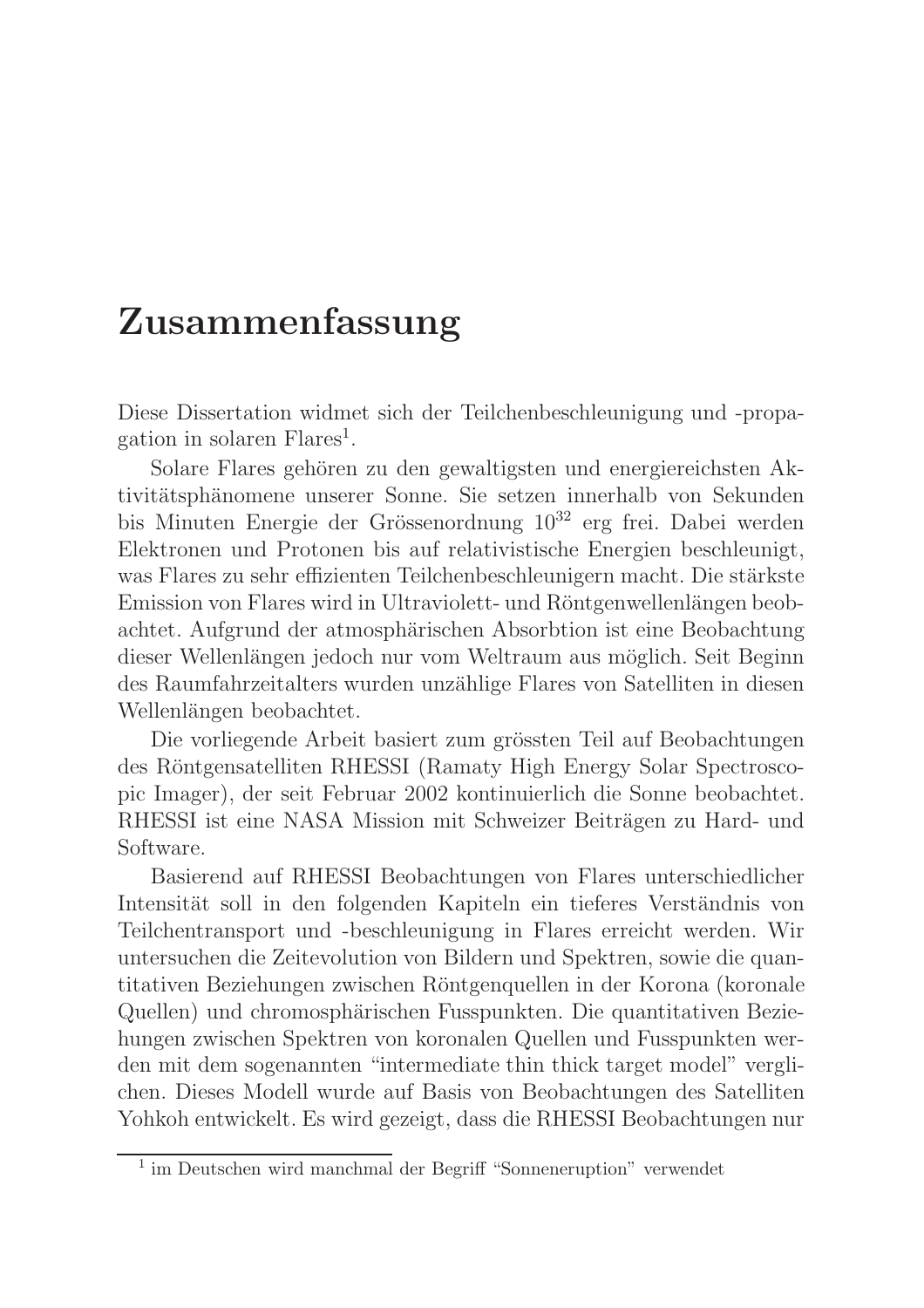# Zusammenfassung

Diese Dissertation widmet sich der Teilchenbeschleunigung und -propagation in solaren Flares[1].

Solare Flares gehören zu den gewaltigsten und energiereichsten Aktivitätsphänomene unserer Sonne. Sie setzen innerhalb von Sekunden bis Minuten Energie der Grössenordnung $10^{32}$ erg frei. Dabei werden Elektronen und Protonen bis auf relativistische Energien beschleunigt, was Flares zu sehr effizienten Teilchenbeschleunigern macht. Die stärkste Emission von Flares wird in Ultraviolett- und Röntgenwellenlängen beobachtet. Aufgrund der atmosphärischen Absorbtion ist eine Beobachtung dieser Wellenlängen jedoch nur vom Weltraum aus möglich. Seit Beginn des Raumfahrzeitalters wurden unzählige Flares von Satelliten in diesen Wellenlängen beobachtet.

Die vorliegende Arbeit basiert zum grössten Teil auf Beobachtungen des Röntgensatelliten RHESSI (Ramaty High Energy Solar Spectroscopic Imager), der seit Februar 2002 kontinuierlich die Sonne beobachtet. RHESSI ist eine NASA Mission mit Schweizer Beiträgen zu Hard- und Software.

Basierend auf RHESSI Beobachtungen von Flares unterschiedlicher Intensität soll in den folgenden Kapiteln ein tieferes Verständnis von Teilchentransport und -beschleunigung in Flares erreicht werden. Wir untersuchen die Zeitevolution von Bildern und Spektren, sowie die quantitativen Beziehungen zwischen Röntgenquellen in der Korona (koronale Quellen) und chromosphärischen Fusspunkten. Die quantitativen Beziehungen zwischen Spektren von koronalen Quellen und Fusspunkten werden mit dem sogenannten "intermediate thin thick target model" verglichen. Dieses Modell wurde auf Basis von Beobachtungen des Satelliten Yohkoh entwickelt. Es wird gezeigt, dass die RHESSI Beobachtungen nur

[1] im Deutschen wird manchmal der Begriff "Sonneneruption" verwendet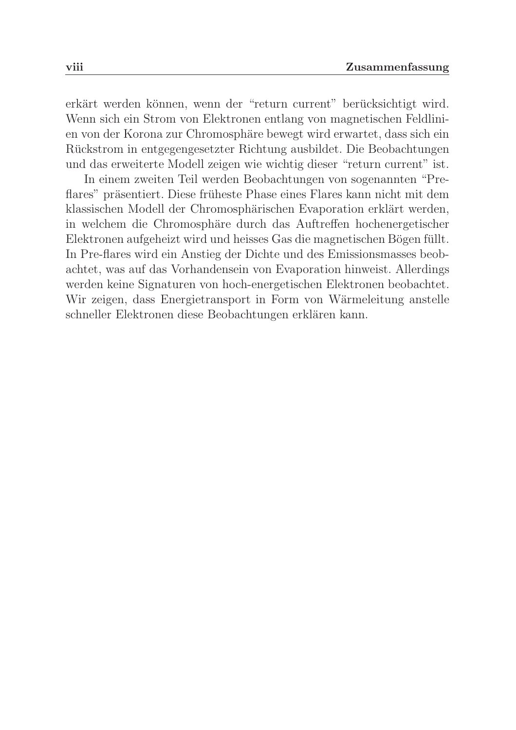erkärt werden können, wenn der "return current" berücksichtigt wird. Wenn sich ein Strom von Elektronen entlang von magnetischen Feldlinien von der Korona zur Chromosphäre bewegt wird erwartet, dass sich ein Rückstrom in entgegengesetzter Richtung ausbildet. Die Beobachtungen und das erweiterte Modell zeigen wie wichtig dieser "return current" ist.

In einem zweiten Teil werden Beobachtungen von sogenannten "Pre-flares" präsentiert. Diese früheste Phase eines Flares kann nicht mit dem klassischen Modell der Chromosphärischen Evaporation erklärt werden, in welchem die Chromosphäre durch das Auftreffen hochenergetischer Elektronen aufgeheizt wird und heisses Gas die magnetischen Bögen füllt. In Pre-flares wird ein Anstieg der Dichte und des Emissionsmasses beobachtet, was auf das Vorhandensein von Evaporation hinweist. Allerdings werden keine Signaturen von hoch-energetischen Elektronen beobachtet. Wir zeigen, dass Energietransport in Form von Wärmeleitung anstelle schneller Elektronen diese Beobachtungen erklären kann.